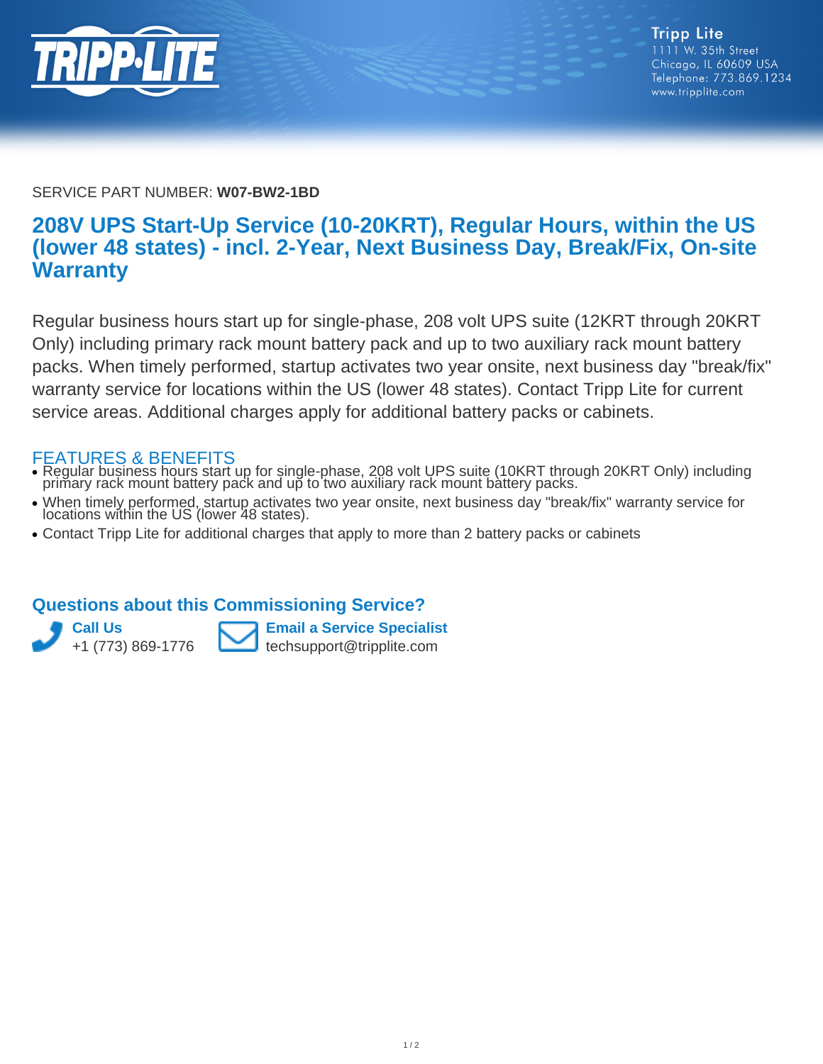Tripp Lite
1111 W. 35th Street
Chicago, IL 60609 USA
Telephone: 773.869.1234
www.tripplite.com

SERVICE PART NUMBER: **W07-BW2-1BD**

# 208V UPS Start-Up Service (10-20KRT), Regular Hours, within the US (lower 48 states) - incl. 2-Year, Next Business Day, Break/Fix, On-site Warranty

Regular business hours start up for single-phase, 208 volt UPS suite (12KRT through 20KRT Only) including primary rack mount battery pack and up to two auxiliary rack mount battery packs. When timely performed, startup activates two year onsite, next business day "break/fix" warranty service for locations within the US (lower 48 states). Contact Tripp Lite for current service areas. Additional charges apply for additional battery packs or cabinets.

## FEATURES & BENEFITS

- Regular business hours start up for single-phase, 208 volt UPS suite (10KRT through 20KRT Only) including primary rack mount battery pack and up to two auxiliary rack mount battery packs.
- When timely performed, startup activates two year onsite, next business day "break/fix" warranty service for locations within the US (lower 48 states).
- Contact Tripp Lite for additional charges that apply to more than 2 battery packs or cabinets

## Questions about this Commissioning Service?

**Call Us**
+1 (773) 869-1776

**Email a Service Specialist**
techsupport@tripplite.com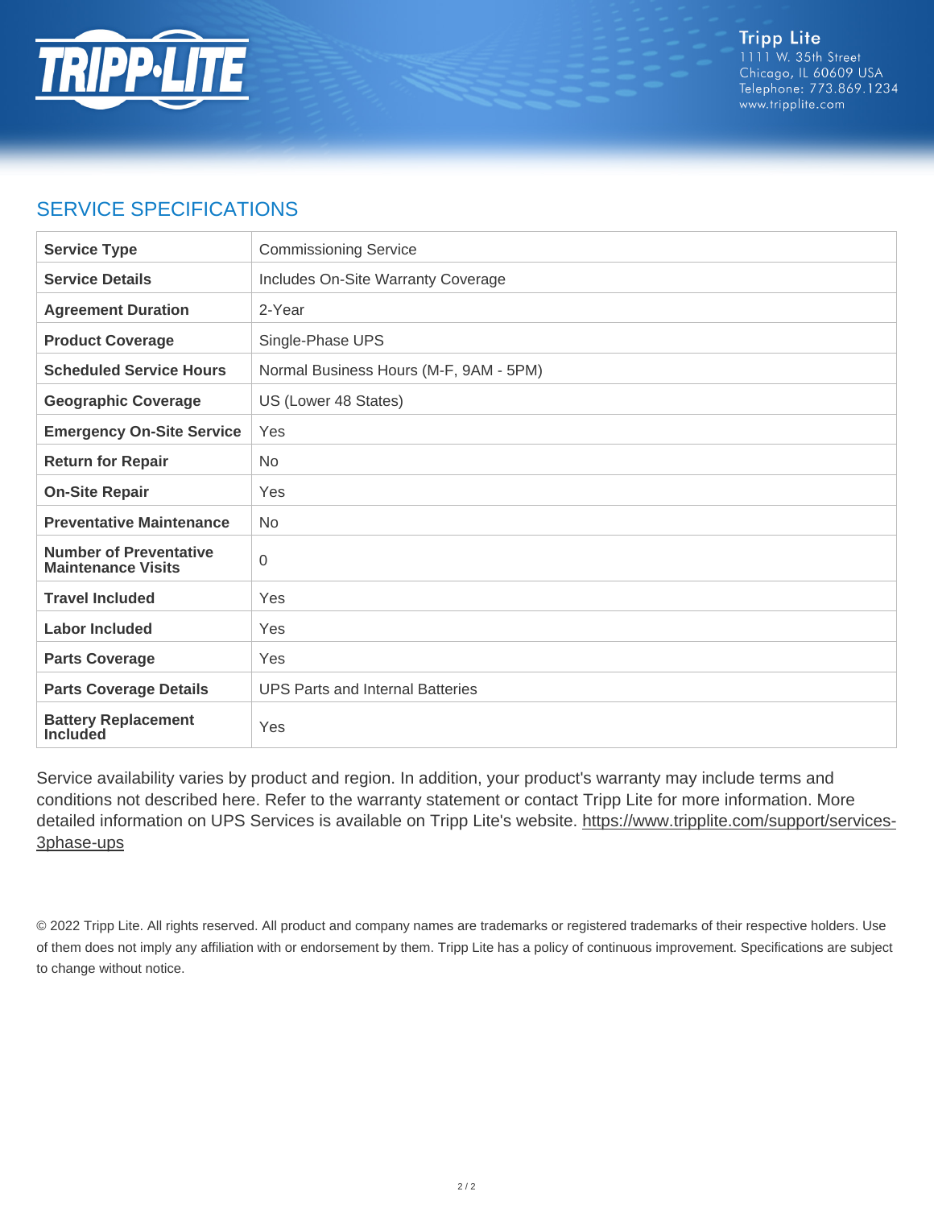Tripp Lite
1111 W. 35th Street
Chicago, IL 60609 USA
Telephone: 773.869.1234
www.tripplite.com

## SERVICE SPECIFICATIONS

| | |
|---|---|
| **Service Type** | Commissioning Service |
| **Service Details** | Includes On-Site Warranty Coverage |
| **Agreement Duration** | 2-Year |
| **Product Coverage** | Single-Phase UPS |
| **Scheduled Service Hours** | Normal Business Hours (M-F, 9AM - 5PM) |
| **Geographic Coverage** | US (Lower 48 States) |
| **Emergency On-Site Service** | Yes |
| **Return for Repair** | No |
| **On-Site Repair** | Yes |
| **Preventative Maintenance** | No |
| **Number of Preventative Maintenance Visits** | 0 |
| **Travel Included** | Yes |
| **Labor Included** | Yes |
| **Parts Coverage** | Yes |
| **Parts Coverage Details** | UPS Parts and Internal Batteries |
| **Battery Replacement Included** | Yes |

Service availability varies by product and region. In addition, your product's warranty may include terms and conditions not described here. Refer to the warranty statement or contact Tripp Lite for more information. More detailed information on UPS Services is available on Tripp Lite's website. https://www.tripplite.com/support/services-3phase-ups

© 2022 Tripp Lite. All rights reserved. All product and company names are trademarks or registered trademarks of their respective holders. Use of them does not imply any affiliation with or endorsement by them. Tripp Lite has a policy of continuous improvement. Specifications are subject to change without notice.